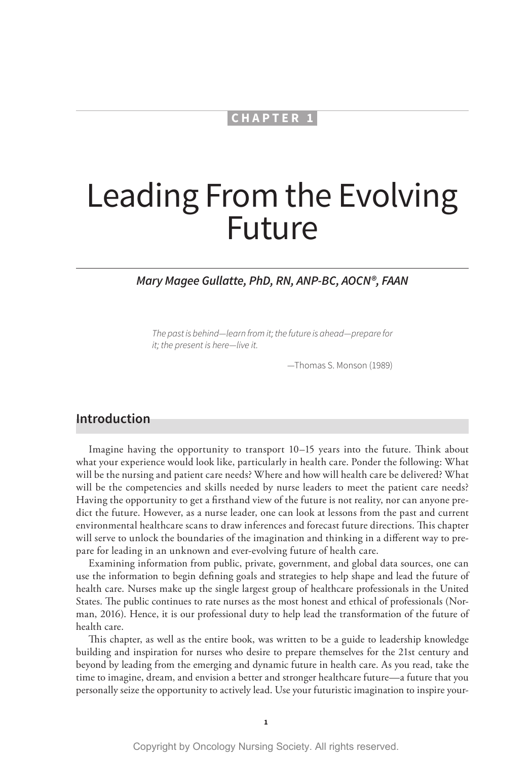CHAPTER 1

# Leading From the Evolving Future

***Mary Magee Gullatte, PhD, RN, ANP-BC, AOCN®, FAAN***

*The past is behind—learn from it; the future is ahead—prepare for it; the present is here—live it.*

—Thomas S. Monson (1989)

## Introduction

Imagine having the opportunity to transport 10–15 years into the future. Think about what your experience would look like, particularly in health care. Ponder the following: What will be the nursing and patient care needs? Where and how will health care be delivered? What will be the competencies and skills needed by nurse leaders to meet the patient care needs? Having the opportunity to get a firsthand view of the future is not reality, nor can anyone predict the future. However, as a nurse leader, one can look at lessons from the past and current environmental healthcare scans to draw inferences and forecast future directions. This chapter will serve to unlock the boundaries of the imagination and thinking in a different way to prepare for leading in an unknown and ever-evolving future of health care.

Examining information from public, private, government, and global data sources, one can use the information to begin defining goals and strategies to help shape and lead the future of health care. Nurses make up the single largest group of healthcare professionals in the United States. The public continues to rate nurses as the most honest and ethical of professionals (Norman, 2016). Hence, it is our professional duty to help lead the transformation of the future of health care.

This chapter, as well as the entire book, was written to be a guide to leadership knowledge building and inspiration for nurses who desire to prepare themselves for the 21st century and beyond by leading from the emerging and dynamic future in health care. As you read, take the time to imagine, dream, and envision a better and stronger healthcare future—a future that you personally seize the opportunity to actively lead. Use your futuristic imagination to inspire your-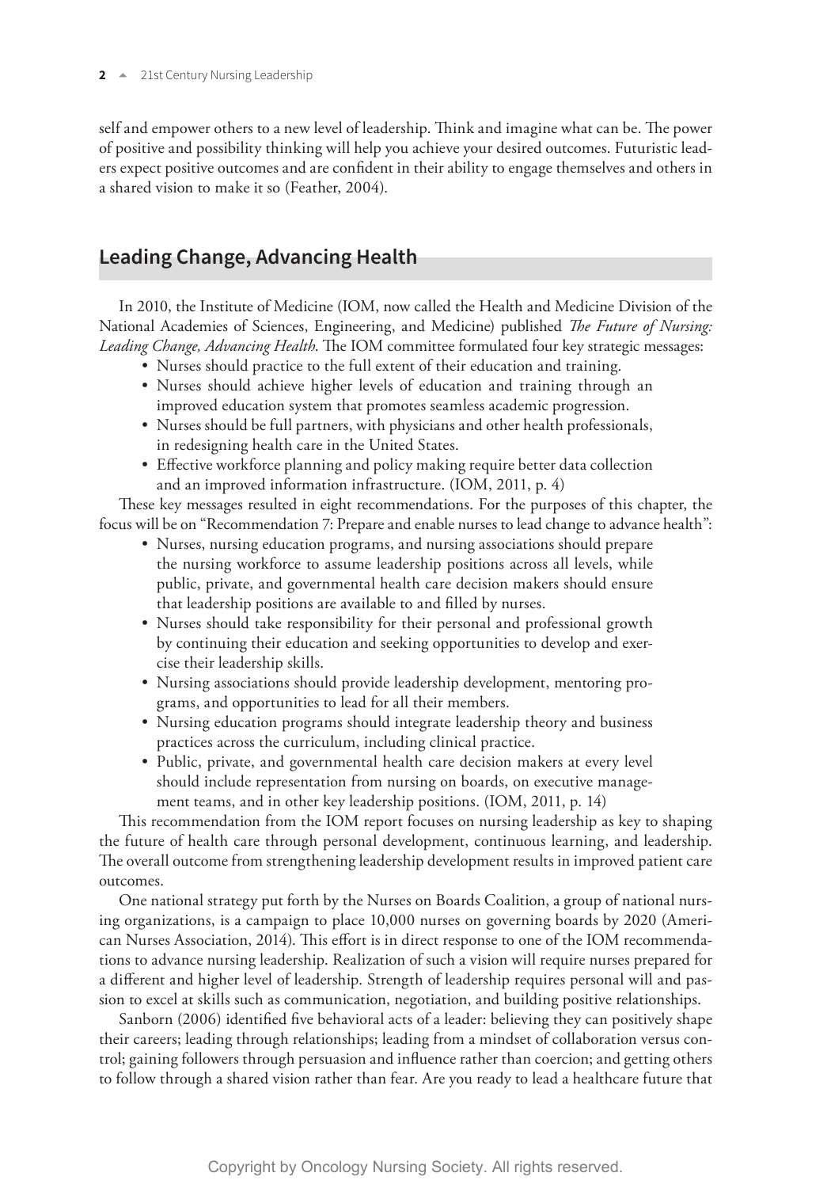self and empower others to a new level of leadership. Think and imagine what can be. The power of positive and possibility thinking will help you achieve your desired outcomes. Futuristic leaders expect positive outcomes and are confident in their ability to engage themselves and others in a shared vision to make it so (Feather, 2004).

## Leading Change, Advancing Health

In 2010, the Institute of Medicine (IOM, now called the Health and Medicine Division of the National Academies of Sciences, Engineering, and Medicine) published *The Future of Nursing: Leading Change, Advancing Health*. The IOM committee formulated four key strategic messages:

- Nurses should practice to the full extent of their education and training.
- Nurses should achieve higher levels of education and training through an improved education system that promotes seamless academic progression.
- Nurses should be full partners, with physicians and other health professionals, in redesigning health care in the United States.
- Effective workforce planning and policy making require better data collection and an improved information infrastructure. (IOM, 2011, p. 4)

These key messages resulted in eight recommendations. For the purposes of this chapter, the focus will be on "Recommendation 7: Prepare and enable nurses to lead change to advance health":

- Nurses, nursing education programs, and nursing associations should prepare the nursing workforce to assume leadership positions across all levels, while public, private, and governmental health care decision makers should ensure that leadership positions are available to and filled by nurses.
- Nurses should take responsibility for their personal and professional growth by continuing their education and seeking opportunities to develop and exercise their leadership skills.
- Nursing associations should provide leadership development, mentoring programs, and opportunities to lead for all their members.
- Nursing education programs should integrate leadership theory and business practices across the curriculum, including clinical practice.
- Public, private, and governmental health care decision makers at every level should include representation from nursing on boards, on executive management teams, and in other key leadership positions. (IOM, 2011, p. 14)

This recommendation from the IOM report focuses on nursing leadership as key to shaping the future of health care through personal development, continuous learning, and leadership. The overall outcome from strengthening leadership development results in improved patient care outcomes.

One national strategy put forth by the Nurses on Boards Coalition, a group of national nursing organizations, is a campaign to place 10,000 nurses on governing boards by 2020 (American Nurses Association, 2014). This effort is in direct response to one of the IOM recommendations to advance nursing leadership. Realization of such a vision will require nurses prepared for a different and higher level of leadership. Strength of leadership requires personal will and passion to excel at skills such as communication, negotiation, and building positive relationships.

Sanborn (2006) identified five behavioral acts of a leader: believing they can positively shape their careers; leading through relationships; leading from a mindset of collaboration versus control; gaining followers through persuasion and influence rather than coercion; and getting others to follow through a shared vision rather than fear. Are you ready to lead a healthcare future that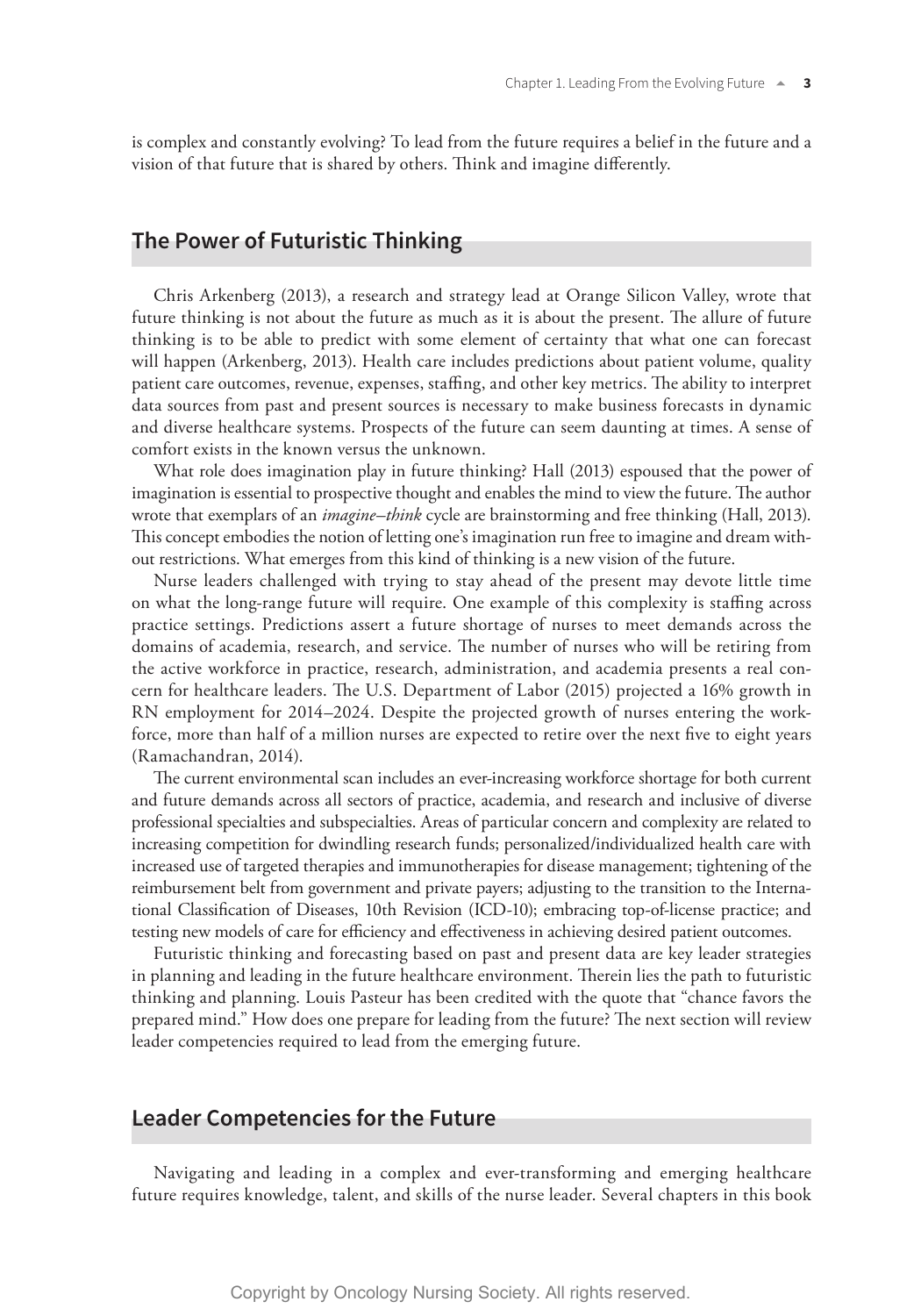is complex and constantly evolving? To lead from the future requires a belief in the future and a vision of that future that is shared by others. Think and imagine differently.

## The Power of Futuristic Thinking

Chris Arkenberg (2013), a research and strategy lead at Orange Silicon Valley, wrote that future thinking is not about the future as much as it is about the present. The allure of future thinking is to be able to predict with some element of certainty that what one can forecast will happen (Arkenberg, 2013). Health care includes predictions about patient volume, quality patient care outcomes, revenue, expenses, staffing, and other key metrics. The ability to interpret data sources from past and present sources is necessary to make business forecasts in dynamic and diverse healthcare systems. Prospects of the future can seem daunting at times. A sense of comfort exists in the known versus the unknown.

What role does imagination play in future thinking? Hall (2013) espoused that the power of imagination is essential to prospective thought and enables the mind to view the future. The author wrote that exemplars of an *imagine–think* cycle are brainstorming and free thinking (Hall, 2013). This concept embodies the notion of letting one's imagination run free to imagine and dream without restrictions. What emerges from this kind of thinking is a new vision of the future.

Nurse leaders challenged with trying to stay ahead of the present may devote little time on what the long-range future will require. One example of this complexity is staffing across practice settings. Predictions assert a future shortage of nurses to meet demands across the domains of academia, research, and service. The number of nurses who will be retiring from the active workforce in practice, research, administration, and academia presents a real concern for healthcare leaders. The U.S. Department of Labor (2015) projected a 16% growth in RN employment for 2014–2024. Despite the projected growth of nurses entering the workforce, more than half of a million nurses are expected to retire over the next five to eight years (Ramachandran, 2014).

The current environmental scan includes an ever-increasing workforce shortage for both current and future demands across all sectors of practice, academia, and research and inclusive of diverse professional specialties and subspecialties. Areas of particular concern and complexity are related to increasing competition for dwindling research funds; personalized/individualized health care with increased use of targeted therapies and immunotherapies for disease management; tightening of the reimbursement belt from government and private payers; adjusting to the transition to the International Classification of Diseases, 10th Revision (ICD-10); embracing top-of-license practice; and testing new models of care for efficiency and effectiveness in achieving desired patient outcomes.

Futuristic thinking and forecasting based on past and present data are key leader strategies in planning and leading in the future healthcare environment. Therein lies the path to futuristic thinking and planning. Louis Pasteur has been credited with the quote that "chance favors the prepared mind." How does one prepare for leading from the future? The next section will review leader competencies required to lead from the emerging future.

## Leader Competencies for the Future

Navigating and leading in a complex and ever-transforming and emerging healthcare future requires knowledge, talent, and skills of the nurse leader. Several chapters in this book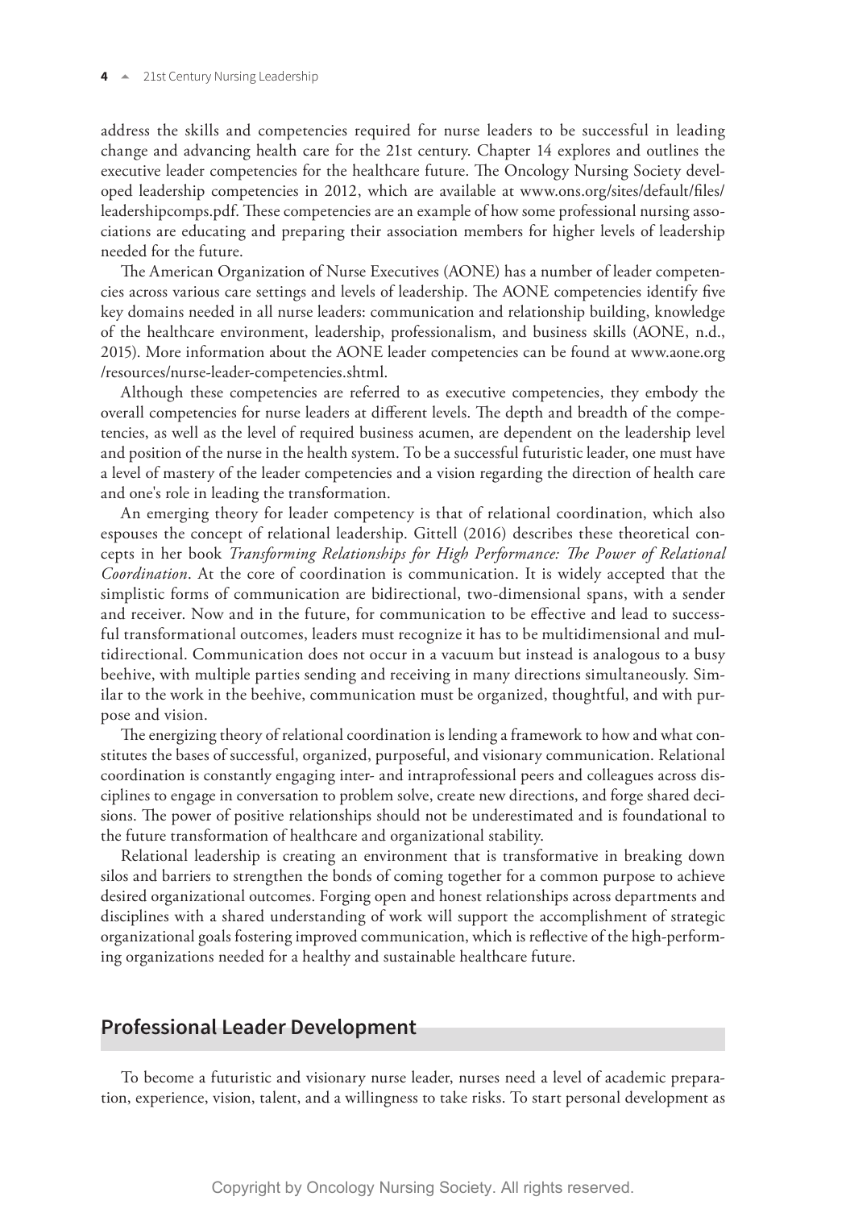address the skills and competencies required for nurse leaders to be successful in leading change and advancing health care for the 21st century. Chapter 14 explores and outlines the executive leader competencies for the healthcare future. The Oncology Nursing Society developed leadership competencies in 2012, which are available at www.ons.org/sites/default/files/leadershipcomps.pdf. These competencies are an example of how some professional nursing associations are educating and preparing their association members for higher levels of leadership needed for the future.

The American Organization of Nurse Executives (AONE) has a number of leader competencies across various care settings and levels of leadership. The AONE competencies identify five key domains needed in all nurse leaders: communication and relationship building, knowledge of the healthcare environment, leadership, professionalism, and business skills (AONE, n.d., 2015). More information about the AONE leader competencies can be found at www.aone.org/resources/nurse-leader-competencies.shtml.

Although these competencies are referred to as executive competencies, they embody the overall competencies for nurse leaders at different levels. The depth and breadth of the competencies, as well as the level of required business acumen, are dependent on the leadership level and position of the nurse in the health system. To be a successful futuristic leader, one must have a level of mastery of the leader competencies and a vision regarding the direction of health care and one's role in leading the transformation.

An emerging theory for leader competency is that of relational coordination, which also espouses the concept of relational leadership. Gittell (2016) describes these theoretical concepts in her book *Transforming Relationships for High Performance: The Power of Relational Coordination*. At the core of coordination is communication. It is widely accepted that the simplistic forms of communication are bidirectional, two-dimensional spans, with a sender and receiver. Now and in the future, for communication to be effective and lead to successful transformational outcomes, leaders must recognize it has to be multidimensional and multidirectional. Communication does not occur in a vacuum but instead is analogous to a busy beehive, with multiple parties sending and receiving in many directions simultaneously. Similar to the work in the beehive, communication must be organized, thoughtful, and with purpose and vision.

The energizing theory of relational coordination is lending a framework to how and what constitutes the bases of successful, organized, purposeful, and visionary communication. Relational coordination is constantly engaging inter- and intraprofessional peers and colleagues across disciplines to engage in conversation to problem solve, create new directions, and forge shared decisions. The power of positive relationships should not be underestimated and is foundational to the future transformation of healthcare and organizational stability.

Relational leadership is creating an environment that is transformative in breaking down silos and barriers to strengthen the bonds of coming together for a common purpose to achieve desired organizational outcomes. Forging open and honest relationships across departments and disciplines with a shared understanding of work will support the accomplishment of strategic organizational goals fostering improved communication, which is reflective of the high-performing organizations needed for a healthy and sustainable healthcare future.

## Professional Leader Development

To become a futuristic and visionary nurse leader, nurses need a level of academic preparation, experience, vision, talent, and a willingness to take risks. To start personal development as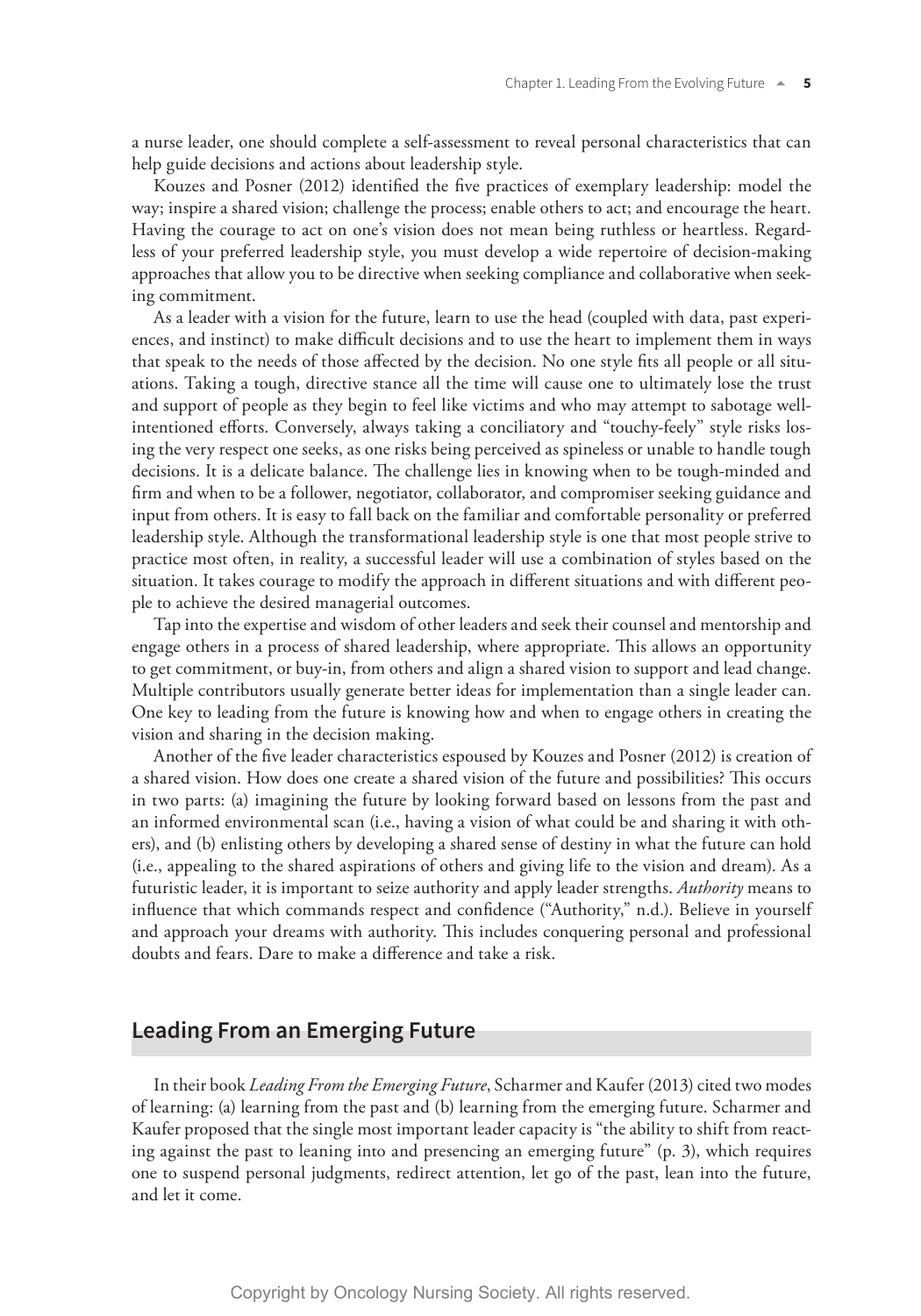a nurse leader, one should complete a self-assessment to reveal personal characteristics that can help guide decisions and actions about leadership style.

Kouzes and Posner (2012) identified the five practices of exemplary leadership: model the way; inspire a shared vision; challenge the process; enable others to act; and encourage the heart. Having the courage to act on one's vision does not mean being ruthless or heartless. Regardless of your preferred leadership style, you must develop a wide repertoire of decision-making approaches that allow you to be directive when seeking compliance and collaborative when seeking commitment.

As a leader with a vision for the future, learn to use the head (coupled with data, past experiences, and instinct) to make difficult decisions and to use the heart to implement them in ways that speak to the needs of those affected by the decision. No one style fits all people or all situations. Taking a tough, directive stance all the time will cause one to ultimately lose the trust and support of people as they begin to feel like victims and who may attempt to sabotage well-intentioned efforts. Conversely, always taking a conciliatory and "touchy-feely" style risks losing the very respect one seeks, as one risks being perceived as spineless or unable to handle tough decisions. It is a delicate balance. The challenge lies in knowing when to be tough-minded and firm and when to be a follower, negotiator, collaborator, and compromiser seeking guidance and input from others. It is easy to fall back on the familiar and comfortable personality or preferred leadership style. Although the transformational leadership style is one that most people strive to practice most often, in reality, a successful leader will use a combination of styles based on the situation. It takes courage to modify the approach in different situations and with different people to achieve the desired managerial outcomes.

Tap into the expertise and wisdom of other leaders and seek their counsel and mentorship and engage others in a process of shared leadership, where appropriate. This allows an opportunity to get commitment, or buy-in, from others and align a shared vision to support and lead change. Multiple contributors usually generate better ideas for implementation than a single leader can. One key to leading from the future is knowing how and when to engage others in creating the vision and sharing in the decision making.

Another of the five leader characteristics espoused by Kouzes and Posner (2012) is creation of a shared vision. How does one create a shared vision of the future and possibilities? This occurs in two parts: (a) imagining the future by looking forward based on lessons from the past and an informed environmental scan (i.e., having a vision of what could be and sharing it with others), and (b) enlisting others by developing a shared sense of destiny in what the future can hold (i.e., appealing to the shared aspirations of others and giving life to the vision and dream). As a futuristic leader, it is important to seize authority and apply leader strengths. *Authority* means to influence that which commands respect and confidence ("Authority," n.d.). Believe in yourself and approach your dreams with authority. This includes conquering personal and professional doubts and fears. Dare to make a difference and take a risk.

## Leading From an Emerging Future

In their book *Leading From the Emerging Future*, Scharmer and Kaufer (2013) cited two modes of learning: (a) learning from the past and (b) learning from the emerging future. Scharmer and Kaufer proposed that the single most important leader capacity is "the ability to shift from reacting against the past to leaning into and presencing an emerging future" (p. 3), which requires one to suspend personal judgments, redirect attention, let go of the past, lean into the future, and let it come.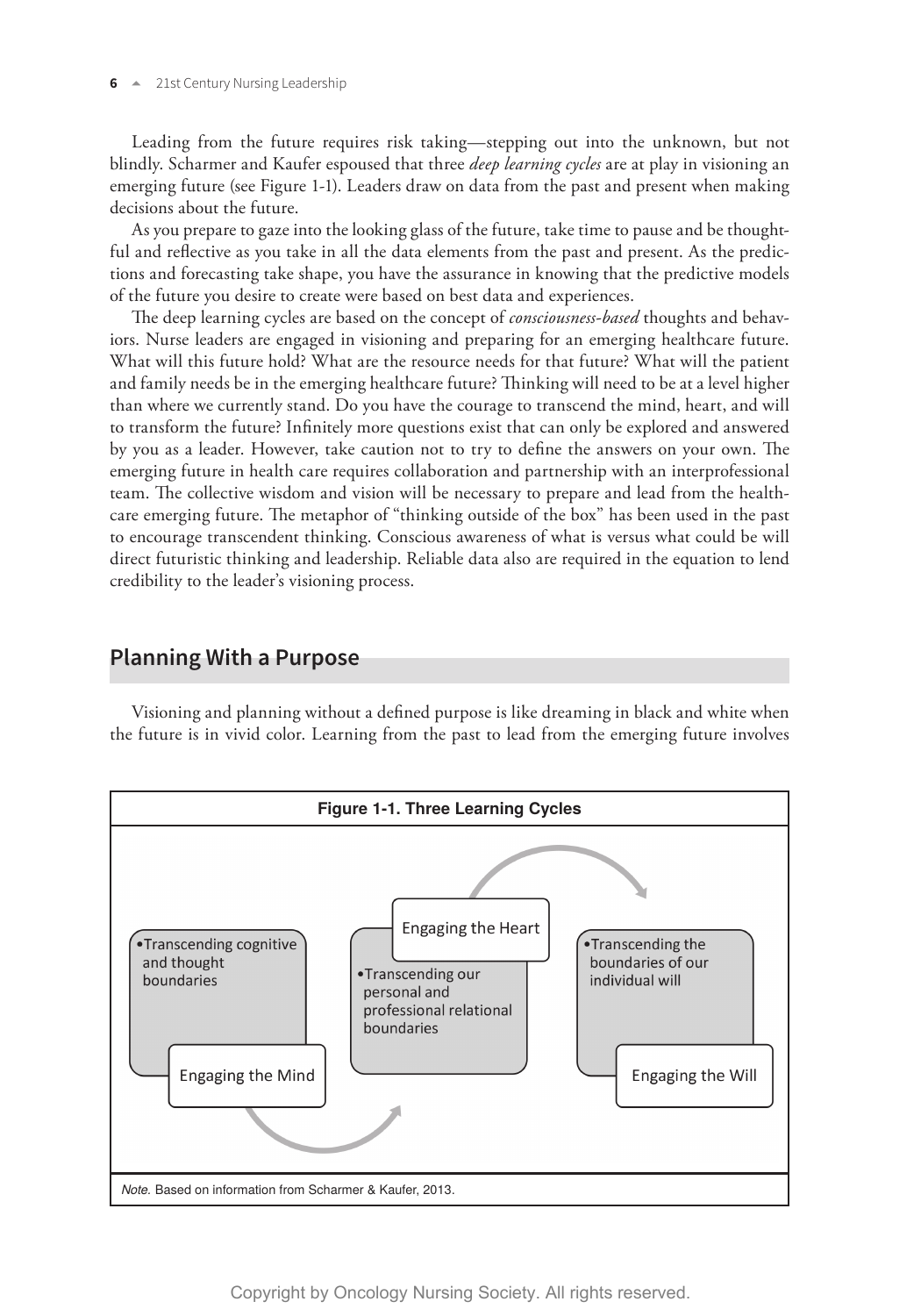Leading from the future requires risk taking—stepping out into the unknown, but not blindly. Scharmer and Kaufer espoused that three *deep learning cycles* are at play in visioning an emerging future (see Figure 1-1). Leaders draw on data from the past and present when making decisions about the future.

As you prepare to gaze into the looking glass of the future, take time to pause and be thoughtful and reflective as you take in all the data elements from the past and present. As the predictions and forecasting take shape, you have the assurance in knowing that the predictive models of the future you desire to create were based on best data and experiences.

The deep learning cycles are based on the concept of *consciousness-based* thoughts and behaviors. Nurse leaders are engaged in visioning and preparing for an emerging healthcare future. What will this future hold? What are the resource needs for that future? What will the patient and family needs be in the emerging healthcare future? Thinking will need to be at a level higher than where we currently stand. Do you have the courage to transcend the mind, heart, and will to transform the future? Infinitely more questions exist that can only be explored and answered by you as a leader. However, take caution not to try to define the answers on your own. The emerging future in health care requires collaboration and partnership with an interprofessional team. The collective wisdom and vision will be necessary to prepare and lead from the healthcare emerging future. The metaphor of "thinking outside of the box" has been used in the past to encourage transcendent thinking. Conscious awareness of what is versus what could be will direct futuristic thinking and leadership. Reliable data also are required in the equation to lend credibility to the leader's visioning process.

## Planning With a Purpose

Visioning and planning without a defined purpose is like dreaming in black and white when the future is in vivid color. Learning from the past to lead from the emerging future involves

**Figure 1-1. Three Learning Cycles**

- Engaging the Mind
  - Transcending cognitive and thought boundaries
- Engaging the Heart
  - Transcending our personal and professional relational boundaries
- Engaging the Will
  - Transcending the boundaries of our individual will

*Note.* Based on information from Scharmer & Kaufer, 2013.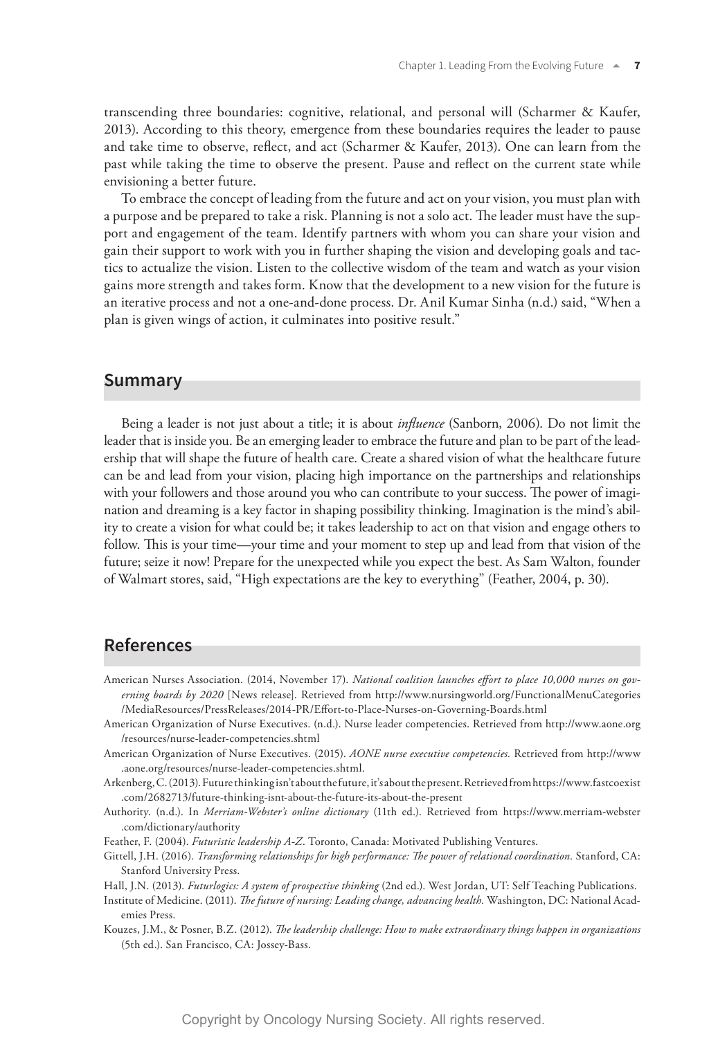transcending three boundaries: cognitive, relational, and personal will (Scharmer & Kaufer, 2013). According to this theory, emergence from these boundaries requires the leader to pause and take time to observe, reflect, and act (Scharmer & Kaufer, 2013). One can learn from the past while taking the time to observe the present. Pause and reflect on the current state while envisioning a better future.

To embrace the concept of leading from the future and act on your vision, you must plan with a purpose and be prepared to take a risk. Planning is not a solo act. The leader must have the support and engagement of the team. Identify partners with whom you can share your vision and gain their support to work with you in further shaping the vision and developing goals and tactics to actualize the vision. Listen to the collective wisdom of the team and watch as your vision gains more strength and takes form. Know that the development to a new vision for the future is an iterative process and not a one-and-done process. Dr. Anil Kumar Sinha (n.d.) said, "When a plan is given wings of action, it culminates into positive result."

## Summary

Being a leader is not just about a title; it is about *influence* (Sanborn, 2006). Do not limit the leader that is inside you. Be an emerging leader to embrace the future and plan to be part of the leadership that will shape the future of health care. Create a shared vision of what the healthcare future can be and lead from your vision, placing high importance on the partnerships and relationships with your followers and those around you who can contribute to your success. The power of imagination and dreaming is a key factor in shaping possibility thinking. Imagination is the mind's ability to create a vision for what could be; it takes leadership to act on that vision and engage others to follow. This is your time—your time and your moment to step up and lead from that vision of the future; seize it now! Prepare for the unexpected while you expect the best. As Sam Walton, founder of Walmart stores, said, "High expectations are the key to everything" (Feather, 2004, p. 30).

## References

American Nurses Association. (2014, November 17). *National coalition launches effort to place 10,000 nurses on governing boards by 2020* [News release]. Retrieved from http://www.nursingworld.org/FunctionalMenuCategories/MediaResources/PressReleases/2014-PR/Effort-to-Place-Nurses-on-Governing-Boards.html

American Organization of Nurse Executives. (n.d.). Nurse leader competencies. Retrieved from http://www.aone.org/resources/nurse-leader-competencies.shtml

American Organization of Nurse Executives. (2015). *AONE nurse executive competencies.* Retrieved from http://www.aone.org/resources/nurse-leader-competencies.shtml.

Arkenberg, C. (2013). Future thinking isn't about the future, it's about the present. Retrieved from https://www.fastcoexist.com/2682713/future-thinking-isnt-about-the-future-its-about-the-present

Authority. (n.d.). In *Merriam-Webster's online dictionary* (11th ed.). Retrieved from https://www.merriam-webster.com/dictionary/authority

Feather, F. (2004). *Futuristic leadership A-Z*. Toronto, Canada: Motivated Publishing Ventures.

Gittell, J.H. (2016). *Transforming relationships for high performance: The power of relational coordination.* Stanford, CA: Stanford University Press.

Hall, J.N. (2013). *Futurlogics: A system of prospective thinking* (2nd ed.). West Jordan, UT: Self Teaching Publications.

Institute of Medicine. (2011). *The future of nursing: Leading change, advancing health.* Washington, DC: National Academies Press.

Kouzes, J.M., & Posner, B.Z. (2012). *The leadership challenge: How to make extraordinary things happen in organizations* (5th ed.). San Francisco, CA: Jossey-Bass.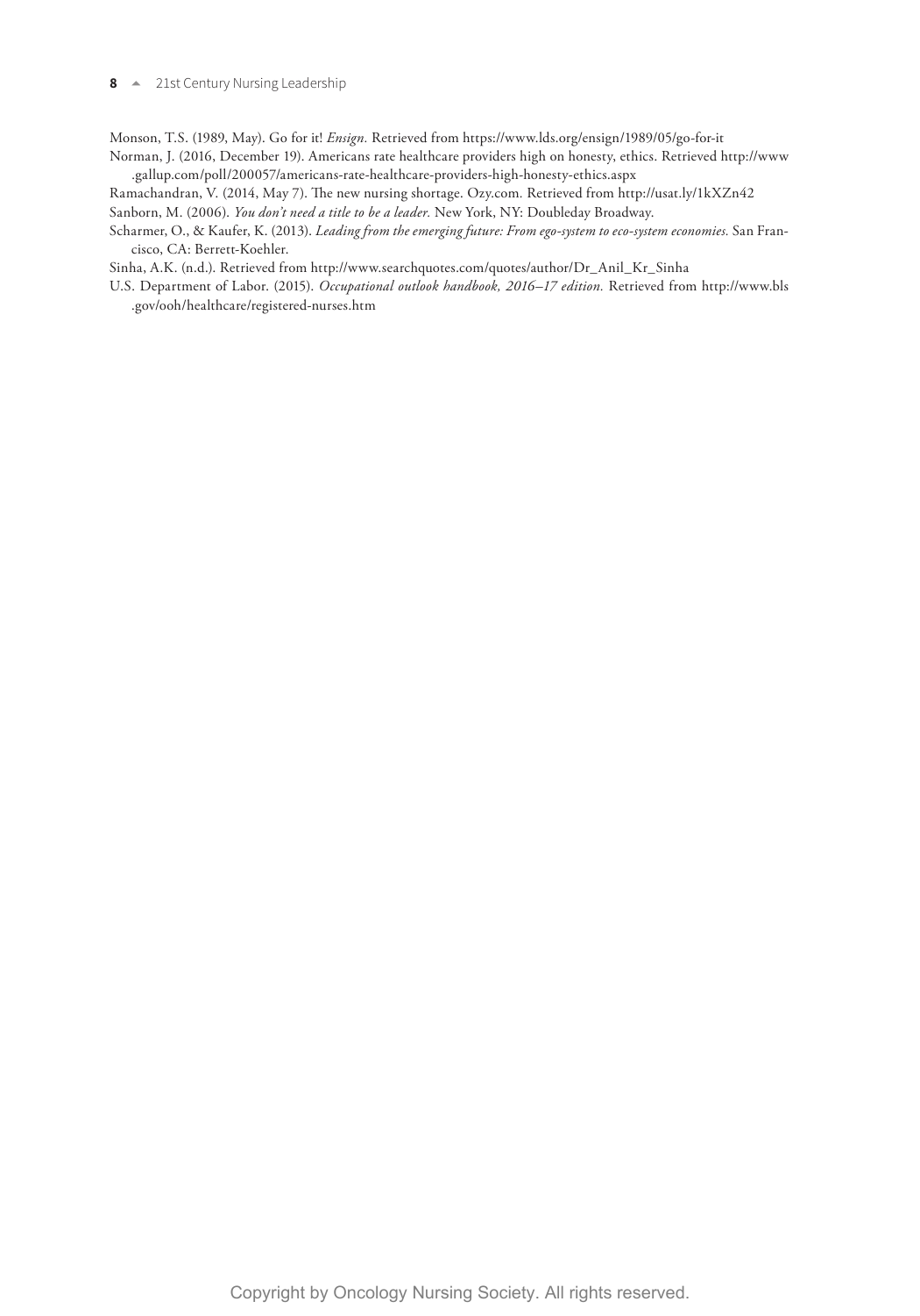Monson, T.S. (1989, May). Go for it! *Ensign*. Retrieved from https://www.lds.org/ensign/1989/05/go-for-it

Norman, J. (2016, December 19). Americans rate healthcare providers high on honesty, ethics. Retrieved http://www.gallup.com/poll/200057/americans-rate-healthcare-providers-high-honesty-ethics.aspx

Ramachandran, V. (2014, May 7). The new nursing shortage. Ozy.com. Retrieved from http://usat.ly/1kXZn42

Sanborn, M. (2006). *You don't need a title to be a leader.* New York, NY: Doubleday Broadway.

Scharmer, O., & Kaufer, K. (2013). *Leading from the emerging future: From ego-system to eco-system economies.* San Francisco, CA: Berrett-Koehler.

Sinha, A.K. (n.d.). Retrieved from http://www.searchquotes.com/quotes/author/Dr_Anil_Kr_Sinha

U.S. Department of Labor. (2015). *Occupational outlook handbook, 2016–17 edition.* Retrieved from http://www.bls.gov/ooh/healthcare/registered-nurses.htm

Copyright by Oncology Nursing Society. All rights reserved.